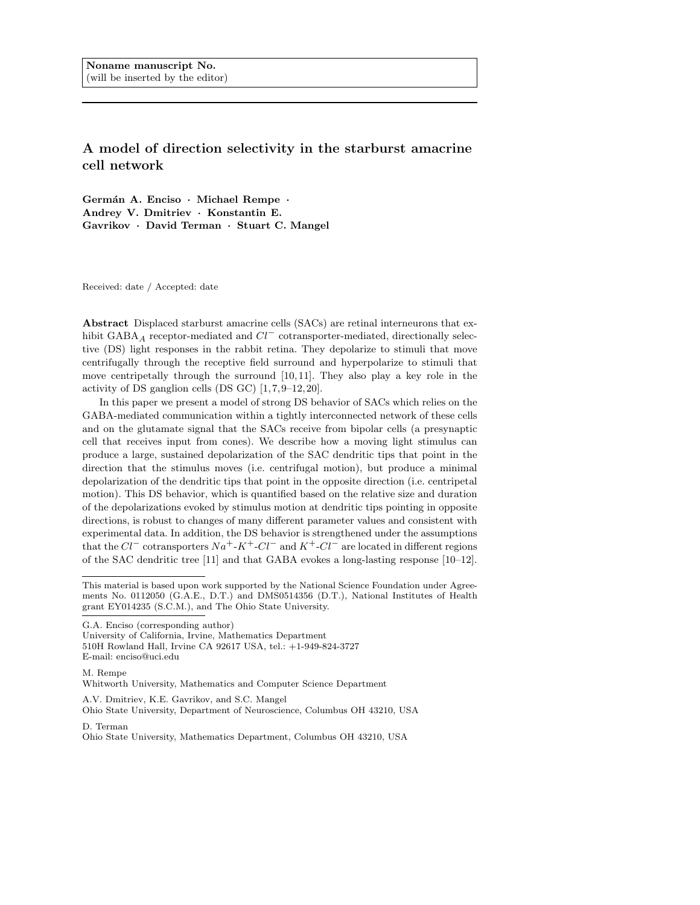**Noname manuscript No.**
(will be inserted by the editor)

# A model of direction selectivity in the starburst amacrine cell network

**Germán A. Enciso · Michael Rempe · Andrey V. Dmitriev · Konstantin E. Gavrikov · David Terman · Stuart C. Mangel**

Received: date / Accepted: date

**Abstract** Displaced starburst amacrine cells (SACs) are retinal interneurons that exhibit GABA$_A$ receptor-mediated and $Cl^-$ cotransporter-mediated, directionally selective (DS) light responses in the rabbit retina. They depolarize to stimuli that move centrifugally through the receptive field surround and hyperpolarize to stimuli that move centripetally through the surround [10,11]. They also play a key role in the activity of DS ganglion cells (DS GC) [1,7,9–12,20].

In this paper we present a model of strong DS behavior of SACs which relies on the GABA-mediated communication within a tightly interconnected network of these cells and on the glutamate signal that the SACs receive from bipolar cells (a presynaptic cell that receives input from cones). We describe how a moving light stimulus can produce a large, sustained depolarization of the SAC dendritic tips that point in the direction that the stimulus moves (i.e. centrifugal motion), but produce a minimal depolarization of the dendritic tips that point in the opposite direction (i.e. centripetal motion). This DS behavior, which is quantified based on the relative size and duration of the depolarizations evoked by stimulus motion at dendritic tips pointing in opposite directions, is robust to changes of many different parameter values and consistent with experimental data. In addition, the DS behavior is strengthened under the assumptions that the $Cl^-$ cotransporters $Na^+$-$K^+$-$Cl^-$ and $K^+$-$Cl^-$ are located in different regions of the SAC dendritic tree [11] and that GABA evokes a long-lasting response [10–12].

This material is based upon work supported by the National Science Foundation under Agreements No. 0112050 (G.A.E., D.T.) and DMS0514356 (D.T.), National Institutes of Health grant EY014235 (S.C.M.), and The Ohio State University.

G.A. Enciso (corresponding author)
University of California, Irvine, Mathematics Department
510H Rowland Hall, Irvine CA 92617 USA, tel.: +1-949-824-3727
E-mail: enciso@uci.edu

M. Rempe
Whitworth University, Mathematics and Computer Science Department

A.V. Dmitriev, K.E. Gavrikov, and S.C. Mangel
Ohio State University, Department of Neuroscience, Columbus OH 43210, USA

D. Terman
Ohio State University, Mathematics Department, Columbus OH 43210, USA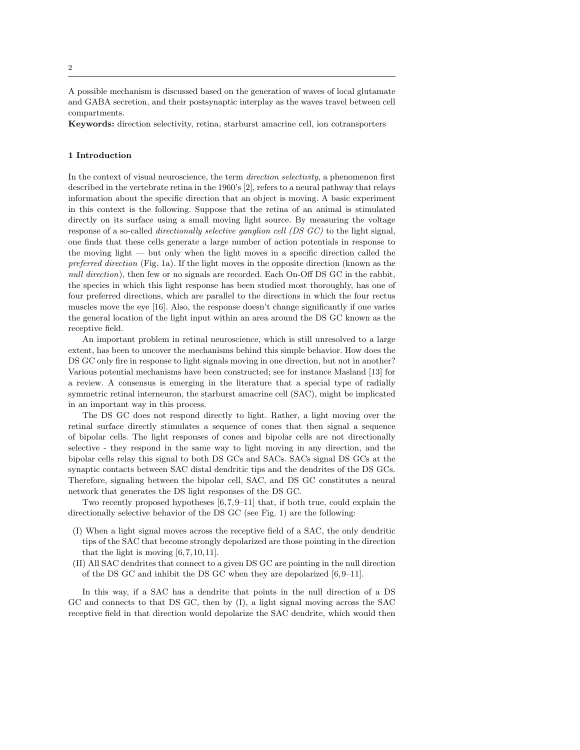A possible mechanism is discussed based on the generation of waves of local glutamate and GABA secretion, and their postsynaptic interplay as the waves travel between cell compartments.

**Keywords:** direction selectivity, retina, starburst amacrine cell, ion cotransporters

## 1 Introduction

In the context of visual neuroscience, the term *direction selectivity*, a phenomenon first described in the vertebrate retina in the 1960's [2], refers to a neural pathway that relays information about the specific direction that an object is moving. A basic experiment in this context is the following. Suppose that the retina of an animal is stimulated directly on its surface using a small moving light source. By measuring the voltage response of a so-called *directionally selective ganglion cell (DS GC)* to the light signal, one finds that these cells generate a large number of action potentials in response to the moving light — but only when the light moves in a specific direction called the *preferred direction* (Fig. 1a). If the light moves in the opposite direction (known as the *null direction*), then few or no signals are recorded. Each On-Off DS GC in the rabbit, the species in which this light response has been studied most thoroughly, has one of four preferred directions, which are parallel to the directions in which the four rectus muscles move the eye [16]. Also, the response doesn't change significantly if one varies the general location of the light input within an area around the DS GC known as the receptive field.

An important problem in retinal neuroscience, which is still unresolved to a large extent, has been to uncover the mechanisms behind this simple behavior. How does the DS GC only fire in response to light signals moving in one direction, but not in another? Various potential mechanisms have been constructed; see for instance Masland [13] for a review. A consensus is emerging in the literature that a special type of radially symmetric retinal interneuron, the starburst amacrine cell (SAC), might be implicated in an important way in this process.

The DS GC does not respond directly to light. Rather, a light moving over the retinal surface directly stimulates a sequence of cones that then signal a sequence of bipolar cells. The light responses of cones and bipolar cells are not directionally selective - they respond in the same way to light moving in any direction, and the bipolar cells relay this signal to both DS GCs and SACs. SACs signal DS GCs at the synaptic contacts between SAC distal dendritic tips and the dendrites of the DS GCs. Therefore, signaling between the bipolar cell, SAC, and DS GC constitutes a neural network that generates the DS light responses of the DS GC.

Two recently proposed hypotheses [6,7,9–11] that, if both true, could explain the directionally selective behavior of the DS GC (see Fig. 1) are the following:

- (I) When a light signal moves across the receptive field of a SAC, the only dendritic tips of the SAC that become strongly depolarized are those pointing in the direction that the light is moving [6,7,10,11].
- (II) All SAC dendrites that connect to a given DS GC are pointing in the null direction of the DS GC and inhibit the DS GC when they are depolarized [6,9–11].

In this way, if a SAC has a dendrite that points in the null direction of a DS GC and connects to that DS GC, then by (I), a light signal moving across the SAC receptive field in that direction would depolarize the SAC dendrite, which would then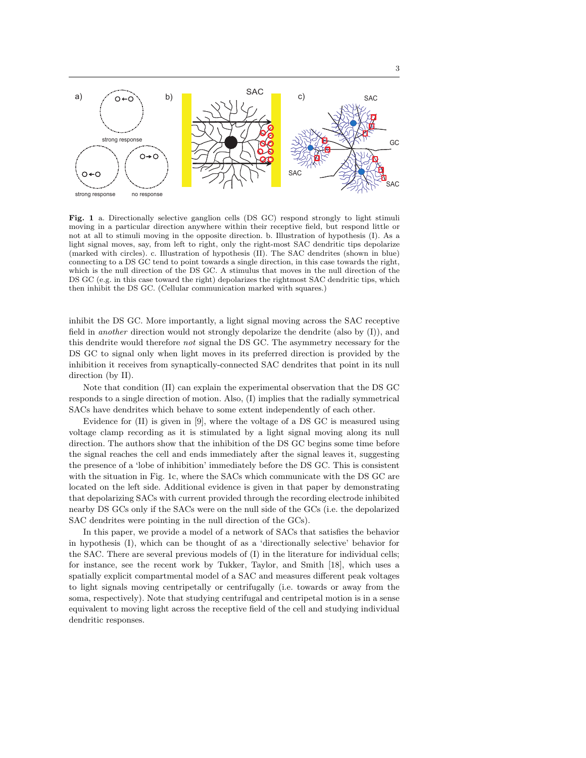**Fig. 1** a. Directionally selective ganglion cells (DS GC) respond strongly to light stimuli moving in a particular direction anywhere within their receptive field, but respond little or not at all to stimuli moving in the opposite direction. b. Illustration of hypothesis (I). As a light signal moves, say, from left to right, only the right-most SAC dendritic tips depolarize (marked with circles). c. Illustration of hypothesis (II). The SAC dendrites (shown in blue) connecting to a DS GC tend to point towards a single direction, in this case towards the right, which is the null direction of the DS GC. A stimulus that moves in the null direction of the DS GC (e.g. in this case toward the right) depolarizes the rightmost SAC dendritic tips, which then inhibit the DS GC. (Cellular communication marked with squares.)

inhibit the DS GC. More importantly, a light signal moving across the SAC receptive field in *another* direction would not strongly depolarize the dendrite (also by (I)), and this dendrite would therefore *not* signal the DS GC. The asymmetry necessary for the DS GC to signal only when light moves in its preferred direction is provided by the inhibition it receives from synaptically-connected SAC dendrites that point in its null direction (by II).

Note that condition (II) can explain the experimental observation that the DS GC responds to a single direction of motion. Also, (I) implies that the radially symmetrical SACs have dendrites which behave to some extent independently of each other.

Evidence for (II) is given in [9], where the voltage of a DS GC is measured using voltage clamp recording as it is stimulated by a light signal moving along its null direction. The authors show that the inhibition of the DS GC begins some time before the signal reaches the cell and ends immediately after the signal leaves it, suggesting the presence of a 'lobe of inhibition' immediately before the DS GC. This is consistent with the situation in Fig. 1c, where the SACs which communicate with the DS GC are located on the left side. Additional evidence is given in that paper by demonstrating that depolarizing SACs with current provided through the recording electrode inhibited nearby DS GCs only if the SACs were on the null side of the GCs (i.e. the depolarized SAC dendrites were pointing in the null direction of the GCs).

In this paper, we provide a model of a network of SACs that satisfies the behavior in hypothesis (I), which can be thought of as a 'directionally selective' behavior for the SAC. There are several previous models of (I) in the literature for individual cells; for instance, see the recent work by Tukker, Taylor, and Smith [18], which uses a spatially explicit compartmental model of a SAC and measures different peak voltages to light signals moving centripetally or centrifugally (i.e. towards or away from the soma, respectively). Note that studying centrifugal and centripetal motion is in a sense equivalent to moving light across the receptive field of the cell and studying individual dendritic responses.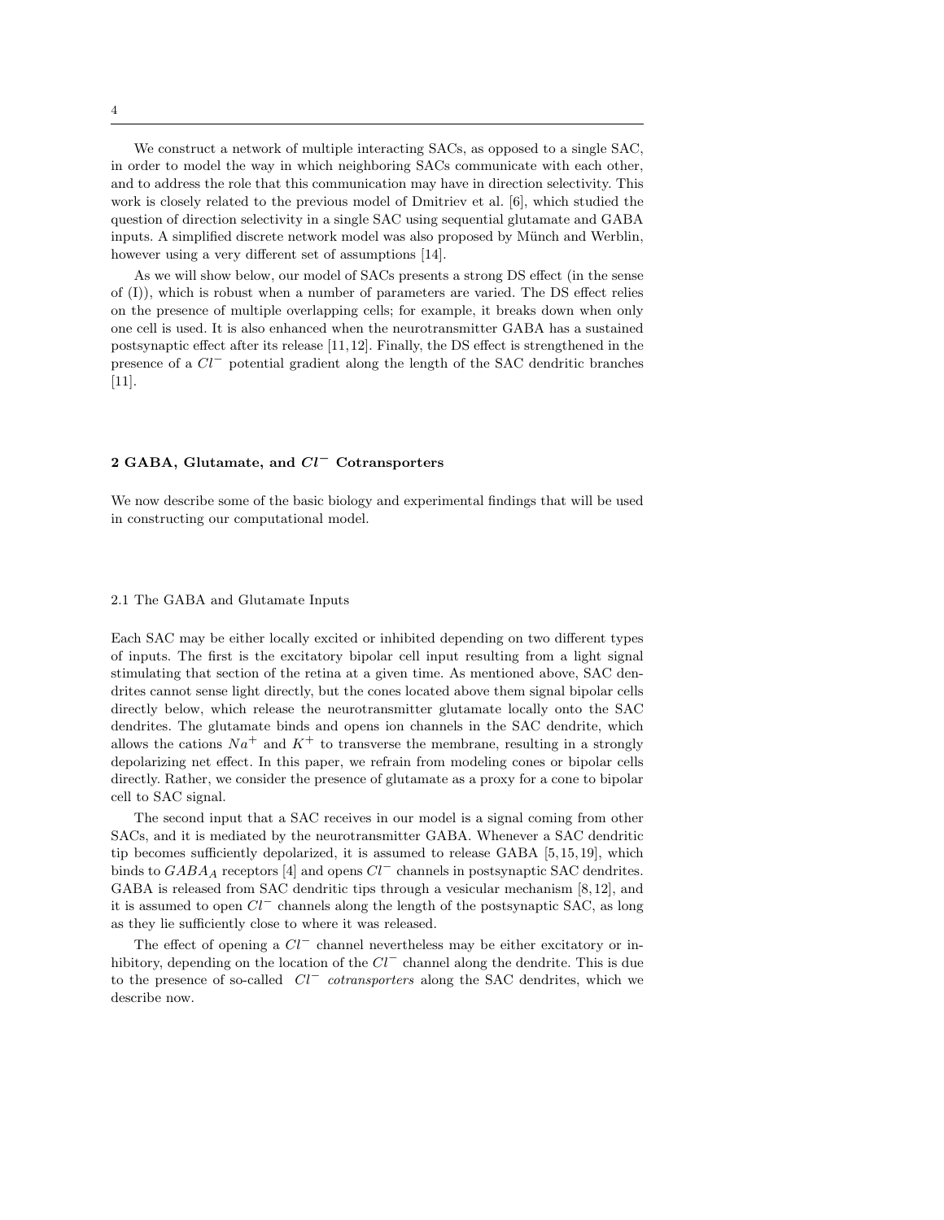We construct a network of multiple interacting SACs, as opposed to a single SAC, in order to model the way in which neighboring SACs communicate with each other, and to address the role that this communication may have in direction selectivity. This work is closely related to the previous model of Dmitriev et al. [6], which studied the question of direction selectivity in a single SAC using sequential glutamate and GABA inputs. A simplified discrete network model was also proposed by Münch and Werblin, however using a very different set of assumptions [14].

As we will show below, our model of SACs presents a strong DS effect (in the sense of (I)), which is robust when a number of parameters are varied. The DS effect relies on the presence of multiple overlapping cells; for example, it breaks down when only one cell is used. It is also enhanced when the neurotransmitter GABA has a sustained postsynaptic effect after its release [11,12]. Finally, the DS effect is strengthened in the presence of a $Cl^-$ potential gradient along the length of the SAC dendritic branches [11].

## 2 GABA, Glutamate, and $Cl^-$ Cotransporters

We now describe some of the basic biology and experimental findings that will be used in constructing our computational model.

### 2.1 The GABA and Glutamate Inputs

Each SAC may be either locally excited or inhibited depending on two different types of inputs. The first is the excitatory bipolar cell input resulting from a light signal stimulating that section of the retina at a given time. As mentioned above, SAC dendrites cannot sense light directly, but the cones located above them signal bipolar cells directly below, which release the neurotransmitter glutamate locally onto the SAC dendrites. The glutamate binds and opens ion channels in the SAC dendrite, which allows the cations $Na^+$ and $K^+$ to transverse the membrane, resulting in a strongly depolarizing net effect. In this paper, we refrain from modeling cones or bipolar cells directly. Rather, we consider the presence of glutamate as a proxy for a cone to bipolar cell to SAC signal.

The second input that a SAC receives in our model is a signal coming from other SACs, and it is mediated by the neurotransmitter GABA. Whenever a SAC dendritic tip becomes sufficiently depolarized, it is assumed to release GABA [5,15,19], which binds to $GABA_A$ receptors [4] and opens $Cl^-$ channels in postsynaptic SAC dendrites. GABA is released from SAC dendritic tips through a vesicular mechanism [8,12], and it is assumed to open $Cl^-$ channels along the length of the postsynaptic SAC, as long as they lie sufficiently close to where it was released.

The effect of opening a $Cl^-$ channel nevertheless may be either excitatory or inhibitory, depending on the location of the $Cl^-$ channel along the dendrite. This is due to the presence of so-called *$Cl^-$ cotransporters* along the SAC dendrites, which we describe now.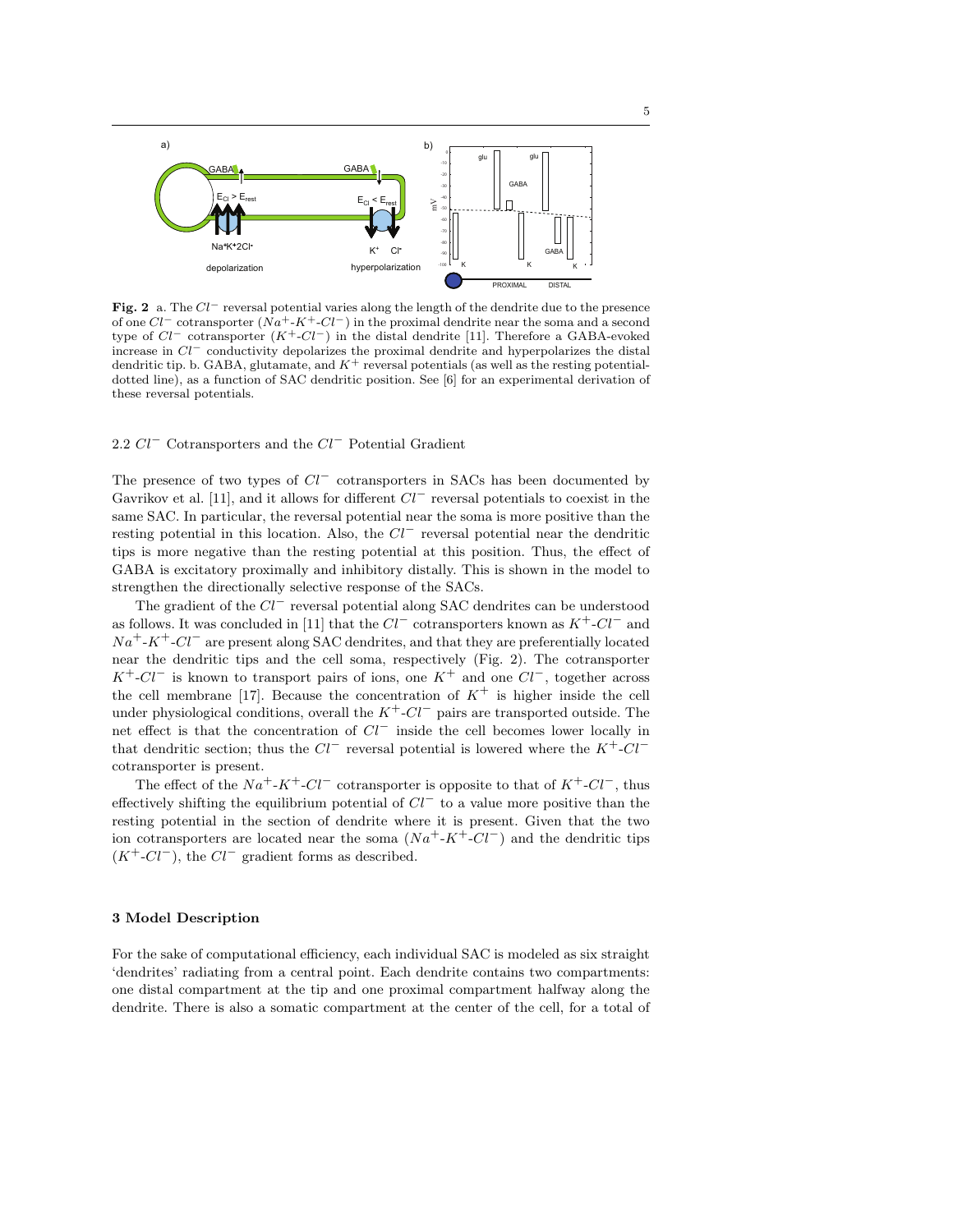**Fig. 2** a. The $Cl^-$ reversal potential varies along the length of the dendrite due to the presence of one $Cl^-$ cotransporter ($Na^+$-$K^+$-$Cl^-$) in the proximal dendrite near the soma and a second type of $Cl^-$ cotransporter ($K^+$-$Cl^-$) in the distal dendrite [11]. Therefore a GABA-evoked increase in $Cl^-$ conductivity depolarizes the proximal dendrite and hyperpolarizes the distal dendritic tip. b. GABA, glutamate, and $K^+$ reversal potentials (as well as the resting potential-dotted line), as a function of SAC dendritic position. See [6] for an experimental derivation of these reversal potentials.

### 2.2 $Cl^-$ Cotransporters and the $Cl^-$ Potential Gradient

The presence of two types of $Cl^-$ cotransporters in SACs has been documented by Gavrikov et al. [11], and it allows for different $Cl^-$ reversal potentials to coexist in the same SAC. In particular, the reversal potential near the soma is more positive than the resting potential in this location. Also, the $Cl^-$ reversal potential near the dendritic tips is more negative than the resting potential at this position. Thus, the effect of GABA is excitatory proximally and inhibitory distally. This is shown in the model to strengthen the directionally selective response of the SACs.

The gradient of the $Cl^-$ reversal potential along SAC dendrites can be understood as follows. It was concluded in [11] that the $Cl^-$ cotransporters known as $K^+$-$Cl^-$ and $Na^+$-$K^+$-$Cl^-$ are present along SAC dendrites, and that they are preferentially located near the dendritic tips and the cell soma, respectively (Fig. 2). The cotransporter $K^+$-$Cl^-$ is known to transport pairs of ions, one $K^+$ and one $Cl^-$, together across the cell membrane [17]. Because the concentration of $K^+$ is higher inside the cell under physiological conditions, overall the $K^+$-$Cl^-$ pairs are transported outside. The net effect is that the concentration of $Cl^-$ inside the cell becomes lower locally in that dendritic section; thus the $Cl^-$ reversal potential is lowered where the $K^+$-$Cl^-$ cotransporter is present.

The effect of the $Na^+$-$K^+$-$Cl^-$ cotransporter is opposite to that of $K^+$-$Cl^-$, thus effectively shifting the equilibrium potential of $Cl^-$ to a value more positive than the resting potential in the section of dendrite where it is present. Given that the two ion cotransporters are located near the soma ($Na^+$-$K^+$-$Cl^-$) and the dendritic tips ($K^+$-$Cl^-$), the $Cl^-$ gradient forms as described.

## 3 Model Description

For the sake of computational efficiency, each individual SAC is modeled as six straight 'dendrites' radiating from a central point. Each dendrite contains two compartments: one distal compartment at the tip and one proximal compartment halfway along the dendrite. There is also a somatic compartment at the center of the cell, for a total of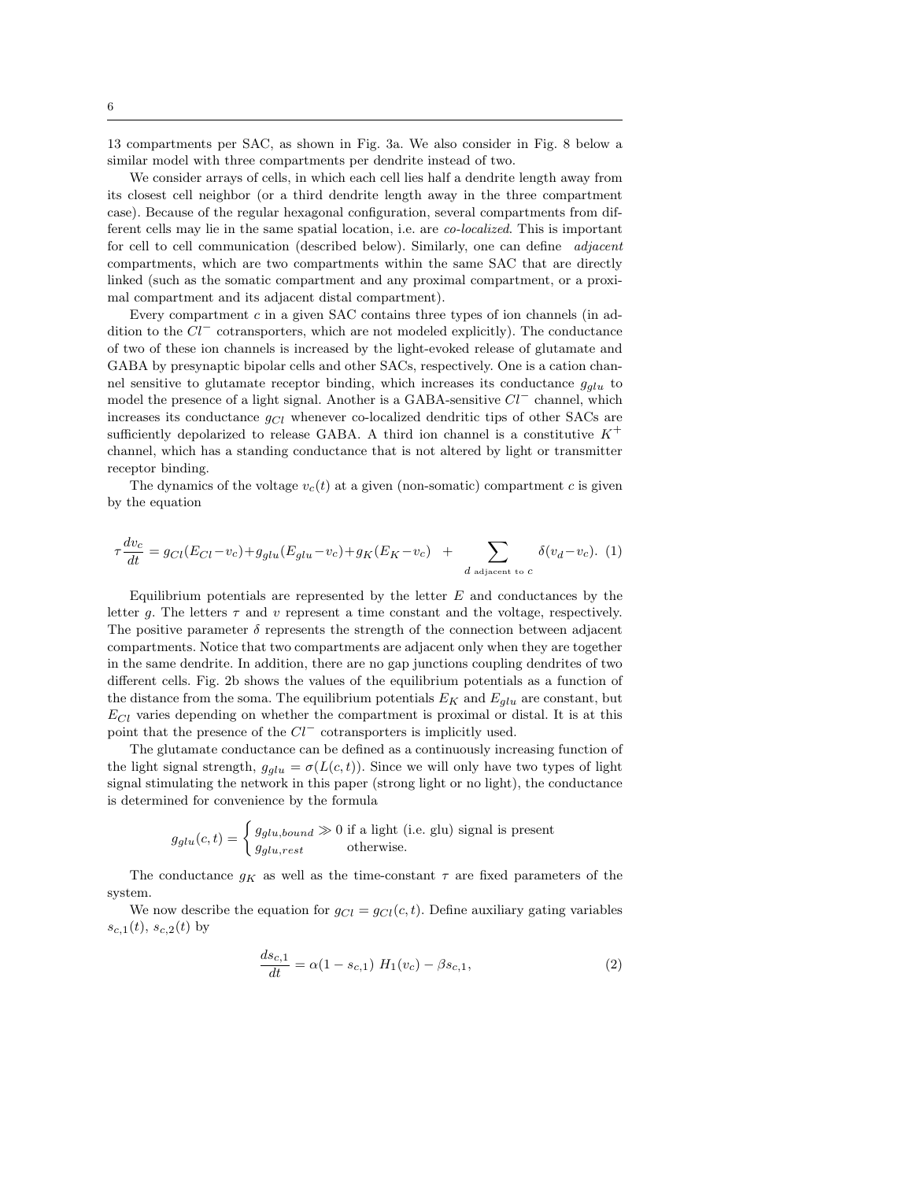13 compartments per SAC, as shown in Fig. 3a. We also consider in Fig. 8 below a similar model with three compartments per dendrite instead of two.

We consider arrays of cells, in which each cell lies half a dendrite length away from its closest cell neighbor (or a third dendrite length away in the three compartment case). Because of the regular hexagonal configuration, several compartments from different cells may lie in the same spatial location, i.e. are *co-localized*. This is important for cell to cell communication (described below). Similarly, one can define *adjacent* compartments, which are two compartments within the same SAC that are directly linked (such as the somatic compartment and any proximal compartment, or a proximal compartment and its adjacent distal compartment).

Every compartment $c$ in a given SAC contains three types of ion channels (in addition to the $Cl^-$ cotransporters, which are not modeled explicitly). The conductance of two of these ion channels is increased by the light-evoked release of glutamate and GABA by presynaptic bipolar cells and other SACs, respectively. One is a cation channel sensitive to glutamate receptor binding, which increases its conductance $g_{glu}$ to model the presence of a light signal. Another is a GABA-sensitive $Cl^-$ channel, which increases its conductance $g_{Cl}$ whenever co-localized dendritic tips of other SACs are sufficiently depolarized to release GABA. A third ion channel is a constitutive $K^+$ channel, which has a standing conductance that is not altered by light or transmitter receptor binding.

The dynamics of the voltage $v_c(t)$ at a given (non-somatic) compartment $c$ is given by the equation

$$\tau \frac{dv_c}{dt} = g_{Cl}(E_{Cl} - v_c) + g_{glu}(E_{glu} - v_c) + g_K(E_K - v_c) \quad + \sum_{d \text{ adjacent to } c} \delta(v_d - v_c). \quad (1)$$

Equilibrium potentials are represented by the letter $E$ and conductances by the letter $g$. The letters $\tau$ and $v$ represent a time constant and the voltage, respectively. The positive parameter $\delta$ represents the strength of the connection between adjacent compartments. Notice that two compartments are adjacent only when they are together in the same dendrite. In addition, there are no gap junctions coupling dendrites of two different cells. Fig. 2b shows the values of the equilibrium potentials as a function of the distance from the soma. The equilibrium potentials $E_K$ and $E_{glu}$ are constant, but $E_{Cl}$ varies depending on whether the compartment is proximal or distal. It is at this point that the presence of the $Cl^-$ cotransporters is implicitly used.

The glutamate conductance can be defined as a continuously increasing function of the light signal strength, $g_{glu} = \sigma(L(c,t))$. Since we will only have two types of light signal stimulating the network in this paper (strong light or no light), the conductance is determined for convenience by the formula

$$g_{glu}(c,t) = \begin{cases} g_{glu,bound} \gg 0 & \text{if a light (i.e. glu) signal is present} \\ g_{glu,rest} & \text{otherwise.} \end{cases}$$

The conductance $g_K$ as well as the time-constant $\tau$ are fixed parameters of the system.

We now describe the equation for $g_{Cl} = g_{Cl}(c,t)$. Define auxiliary gating variables $s_{c,1}(t)$, $s_{c,2}(t)$ by

$$\frac{ds_{c,1}}{dt} = \alpha(1 - s_{c,1})\ H_1(v_c) - \beta s_{c,1}, \quad (2)$$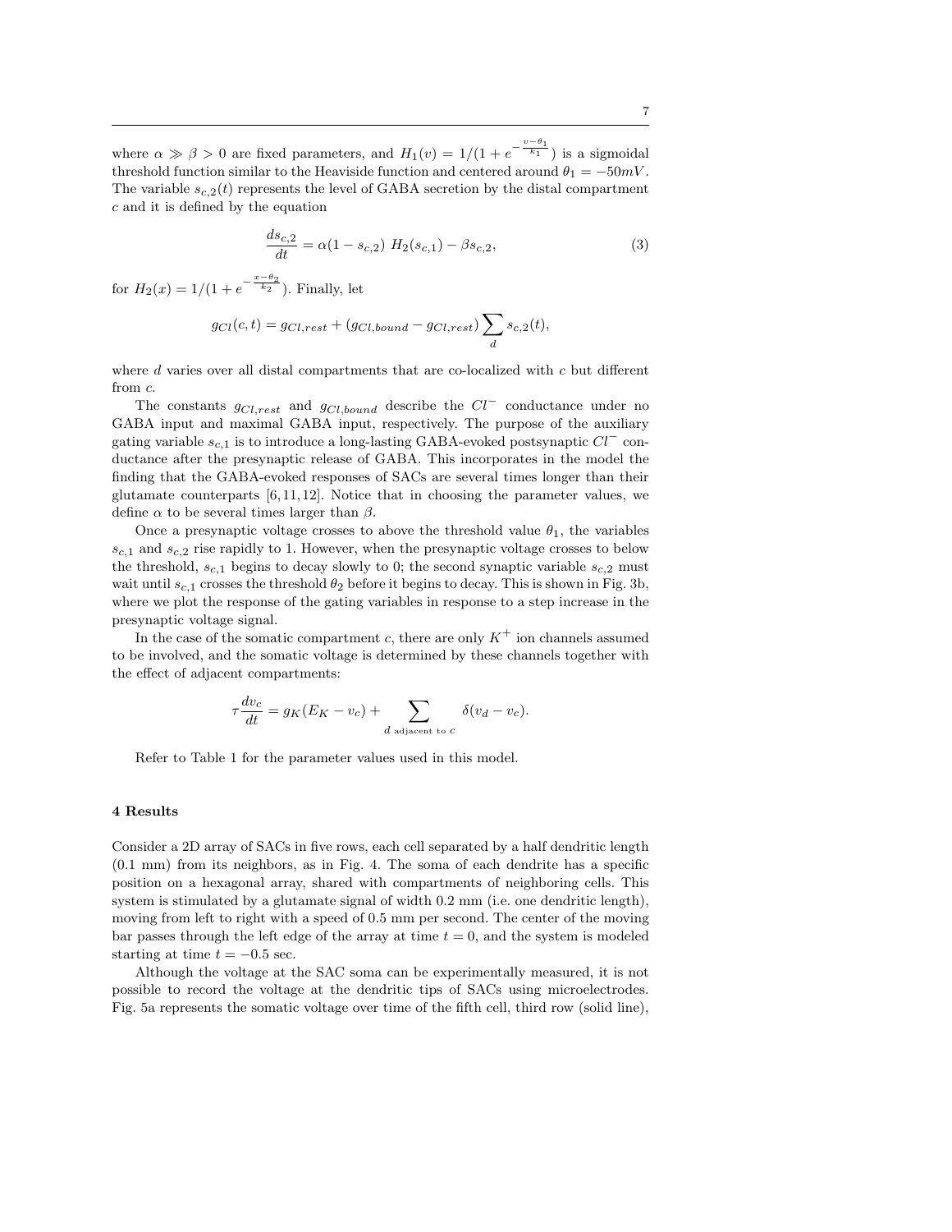where $\alpha \gg \beta > 0$ are fixed parameters, and $H_1(v) = 1/(1 + e^{-\frac{v-\theta_1}{k_1}})$ is a sigmoidal threshold function similar to the Heaviside function and centered around $\theta_1 = -50mV$. The variable $s_{c,2}(t)$ represents the level of GABA secretion by the distal compartment $c$ and it is defined by the equation

$$\frac{ds_{c,2}}{dt} = \alpha(1 - s_{c,2})\ H_2(s_{c,1}) - \beta s_{c,2}, \tag{3}$$

for $H_2(x) = 1/(1 + e^{-\frac{x-\theta_2}{k_2}})$. Finally, let

$$g_{Cl}(c,t) = g_{Cl,rest} + (g_{Cl,bound} - g_{Cl,rest}) \sum_{d} s_{c,2}(t),$$

where $d$ varies over all distal compartments that are co-localized with $c$ but different from $c$.

The constants $g_{Cl,rest}$ and $g_{Cl,bound}$ describe the $Cl^-$ conductance under no GABA input and maximal GABA input, respectively. The purpose of the auxiliary gating variable $s_{c,1}$ is to introduce a long-lasting GABA-evoked postsynaptic $Cl^-$ conductance after the presynaptic release of GABA. This incorporates in the model the finding that the GABA-evoked responses of SACs are several times longer than their glutamate counterparts [6,11,12]. Notice that in choosing the parameter values, we define $\alpha$ to be several times larger than $\beta$.

Once a presynaptic voltage crosses to above the threshold value $\theta_1$, the variables $s_{c,1}$ and $s_{c,2}$ rise rapidly to 1. However, when the presynaptic voltage crosses to below the threshold, $s_{c,1}$ begins to decay slowly to 0; the second synaptic variable $s_{c,2}$ must wait until $s_{c,1}$ crosses the threshold $\theta_2$ before it begins to decay. This is shown in Fig. 3b, where we plot the response of the gating variables in response to a step increase in the presynaptic voltage signal.

In the case of the somatic compartment $c$, there are only $K^+$ ion channels assumed to be involved, and the somatic voltage is determined by these channels together with the effect of adjacent compartments:

$$\tau \frac{dv_c}{dt} = g_K(E_K - v_c) + \sum_{d \text{ adjacent to } c} \delta(v_d - v_c).$$

Refer to Table 1 for the parameter values used in this model.

## 4 Results

Consider a 2D array of SACs in five rows, each cell separated by a half dendritic length (0.1 mm) from its neighbors, as in Fig. 4. The soma of each dendrite has a specific position on a hexagonal array, shared with compartments of neighboring cells. This system is stimulated by a glutamate signal of width 0.2 mm (i.e. one dendritic length), moving from left to right with a speed of 0.5 mm per second. The center of the moving bar passes through the left edge of the array at time $t = 0$, and the system is modeled starting at time $t = -0.5$ sec.

Although the voltage at the SAC soma can be experimentally measured, it is not possible to record the voltage at the dendritic tips of SACs using microelectrodes. Fig. 5a represents the somatic voltage over time of the fifth cell, third row (solid line),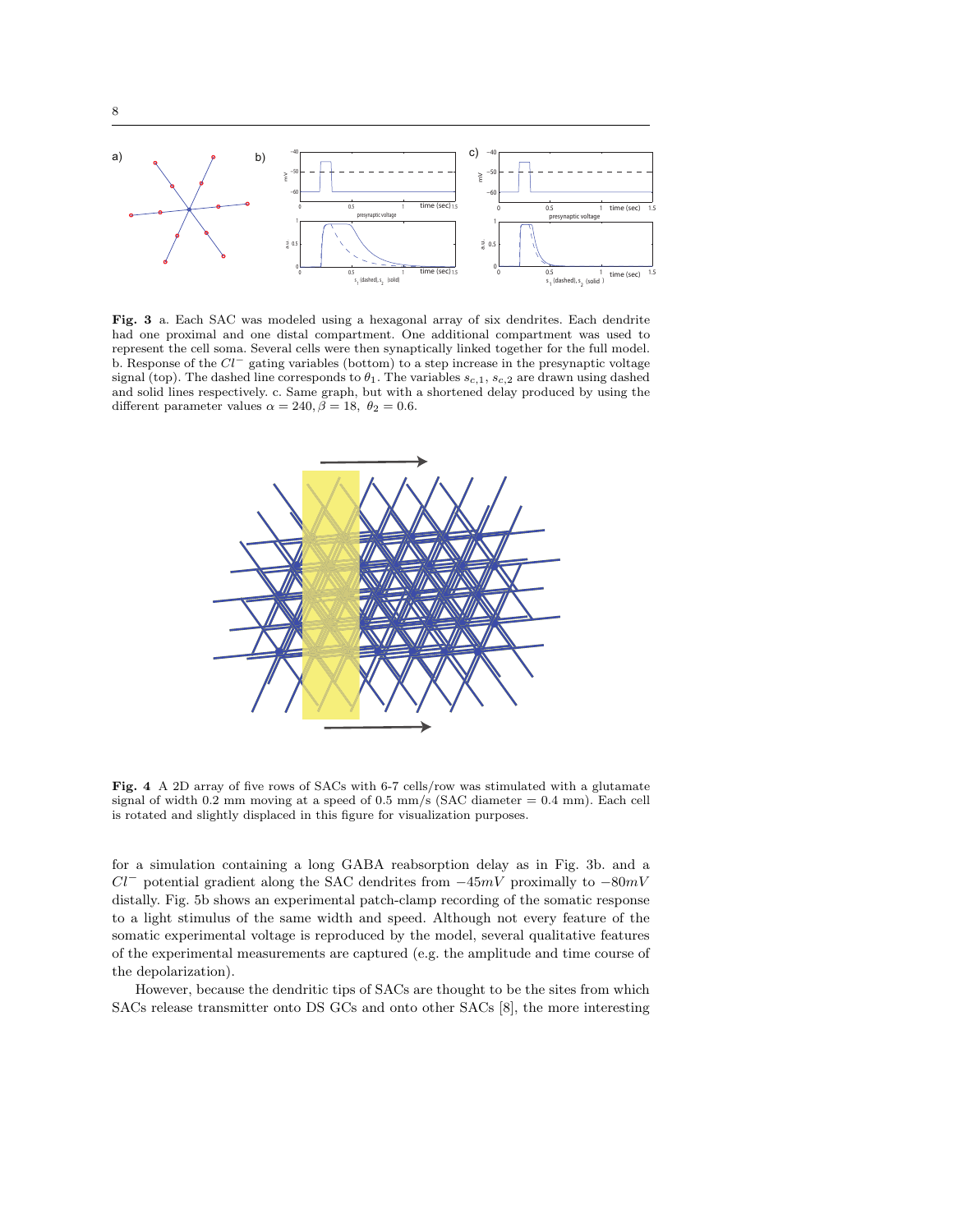**Fig. 3** a. Each SAC was modeled using a hexagonal array of six dendrites. Each dendrite had one proximal and one distal compartment. One additional compartment was used to represent the cell soma. Several cells were then synaptically linked together for the full model. b. Response of the $Cl^-$ gating variables (bottom) to a step increase in the presynaptic voltage signal (top). The dashed line corresponds to $\theta_1$. The variables $s_{c,1}$, $s_{c,2}$ are drawn using dashed and solid lines respectively. c. Same graph, but with a shortened delay produced by using the different parameter values $\alpha = 240, \beta = 18, \ \theta_2 = 0.6$.

**Fig. 4** A 2D array of five rows of SACs with 6-7 cells/row was stimulated with a glutamate signal of width 0.2 mm moving at a speed of 0.5 mm/s (SAC diameter = 0.4 mm). Each cell is rotated and slightly displaced in this figure for visualization purposes.

for a simulation containing a long GABA reabsorption delay as in Fig. 3b. and a $Cl^-$ potential gradient along the SAC dendrites from $-45mV$ proximally to $-80mV$ distally. Fig. 5b shows an experimental patch-clamp recording of the somatic response to a light stimulus of the same width and speed. Although not every feature of the somatic experimental voltage is reproduced by the model, several qualitative features of the experimental measurements are captured (e.g. the amplitude and time course of the depolarization).

However, because the dendritic tips of SACs are thought to be the sites from which SACs release transmitter onto DS GCs and onto other SACs [8], the more interesting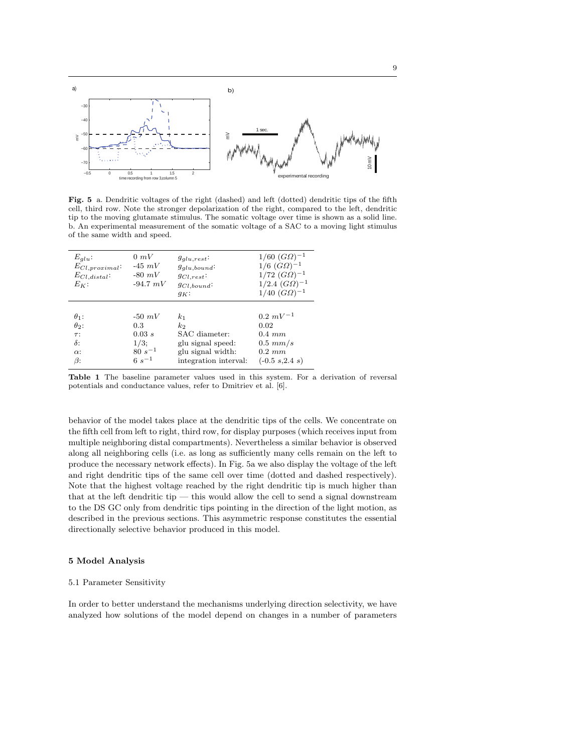**Fig. 5** a. Dendritic voltages of the right (dashed) and left (dotted) dendritic tips of the fifth cell, third row. Note the stronger depolarization of the right, compared to the left, dendritic tip to the moving glutamate stimulus. The somatic voltage over time is shown as a solid line. b. An experimental measurement of the somatic voltage of a SAC to a moving light stimulus of the same width and speed.

| | | | |
|---|---|---|---|
| $E_{glu}$: | $0\ mV$ | $g_{glu,rest}$: | $1/60\ (G\Omega)^{-1}$ |
| $E_{Cl,proximal}$: | $-45\ mV$ | $g_{glu,bound}$: | $1/6\ (G\Omega)^{-1}$ |
| $E_{Cl,distal}$: | $-80\ mV$ | $g_{Cl,rest}$: | $1/72\ (G\Omega)^{-1}$ |
| $E_K$: | $-94.7\ mV$ | $g_{Cl,bound}$: | $1/2.4\ (G\Omega)^{-1}$ |
| | | $g_K$: | $1/40\ (G\Omega)^{-1}$ |
| $\theta_1$: | $-50\ mV$ | $k_1$ | $0.2\ mV^{-1}$ |
| $\theta_2$: | 0.3 | $k_2$ | 0.02 |
| $\tau$: | $0.03\ s$ | SAC diameter: | $0.4\ mm$ |
| $\delta$: | $1/3$; | glu signal speed: | $0.5\ mm/s$ |
| $\alpha$: | $80\ s^{-1}$ | glu signal width: | $0.2\ mm$ |
| $\beta$: | $6\ s^{-1}$ | integration interval: | $(-0.5\ s, 2.4\ s)$ |

**Table 1** The baseline parameter values used in this system. For a derivation of reversal potentials and conductance values, refer to Dmitriev et al. [6].

behavior of the model takes place at the dendritic tips of the cells. We concentrate on the fifth cell from left to right, third row, for display purposes (which receives input from multiple neighboring distal compartments). Nevertheless a similar behavior is observed along all neighboring cells (i.e. as long as sufficiently many cells remain on the left to produce the necessary network effects). In Fig. 5a we also display the voltage of the left and right dendritic tips of the same cell over time (dotted and dashed respectively). Note that the highest voltage reached by the right dendritic tip is much higher than that at the left dendritic tip — this would allow the cell to send a signal downstream to the DS GC only from dendritic tips pointing in the direction of the light motion, as described in the previous sections. This asymmetric response constitutes the essential directionally selective behavior produced in this model.

## 5 Model Analysis

### 5.1 Parameter Sensitivity

In order to better understand the mechanisms underlying direction selectivity, we have analyzed how solutions of the model depend on changes in a number of parameters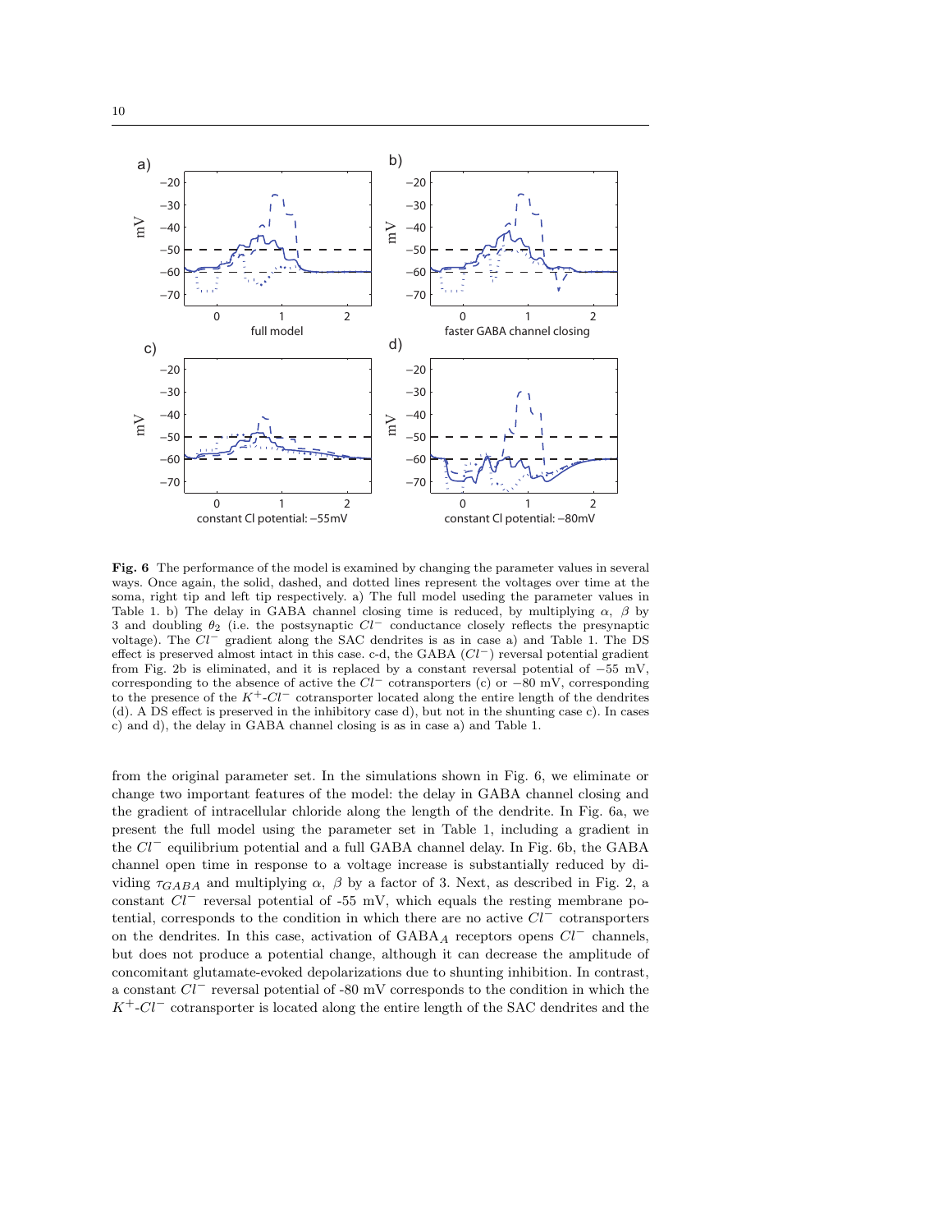**Fig. 6** The performance of the model is examined by changing the parameter values in several ways. Once again, the solid, dashed, and dotted lines represent the voltages over time at the soma, right tip and left tip respectively. a) The full model useding the parameter values in Table 1. b) The delay in GABA channel closing time is reduced, by multiplying $\alpha$, $\beta$ by 3 and doubling $\theta_2$ (i.e. the postsynaptic $Cl^-$ conductance closely reflects the presynaptic voltage). The $Cl^-$ gradient along the SAC dendrites is as in case a) and Table 1. The DS effect is preserved almost intact in this case. c-d, the GABA ($Cl^-$) reversal potential gradient from Fig. 2b is eliminated, and it is replaced by a constant reversal potential of $-55$ mV, corresponding to the absence of active the $Cl^-$ cotransporters (c) or $-80$ mV, corresponding to the presence of the $K^+$-$Cl^-$ cotransporter located along the entire length of the dendrites (d). A DS effect is preserved in the inhibitory case d), but not in the shunting case c). In cases c) and d), the delay in GABA channel closing is as in case a) and Table 1.

from the original parameter set. In the simulations shown in Fig. 6, we eliminate or change two important features of the model: the delay in GABA channel closing and the gradient of intracellular chloride along the length of the dendrite. In Fig. 6a, we present the full model using the parameter set in Table 1, including a gradient in the $Cl^-$ equilibrium potential and a full GABA channel delay. In Fig. 6b, the GABA channel open time in response to a voltage increase is substantially reduced by dividing $\tau_{GABA}$ and multiplying $\alpha$, $\beta$ by a factor of 3. Next, as described in Fig. 2, a constant $Cl^-$ reversal potential of -55 mV, which equals the resting membrane potential, corresponds to the condition in which there are no active $Cl^-$ cotransporters on the dendrites. In this case, activation of GABA$_A$ receptors opens $Cl^-$ channels, but does not produce a potential change, although it can decrease the amplitude of concomitant glutamate-evoked depolarizations due to shunting inhibition. In contrast, a constant $Cl^-$ reversal potential of -80 mV corresponds to the condition in which the $K^+$-$Cl^-$ cotransporter is located along the entire length of the SAC dendrites and the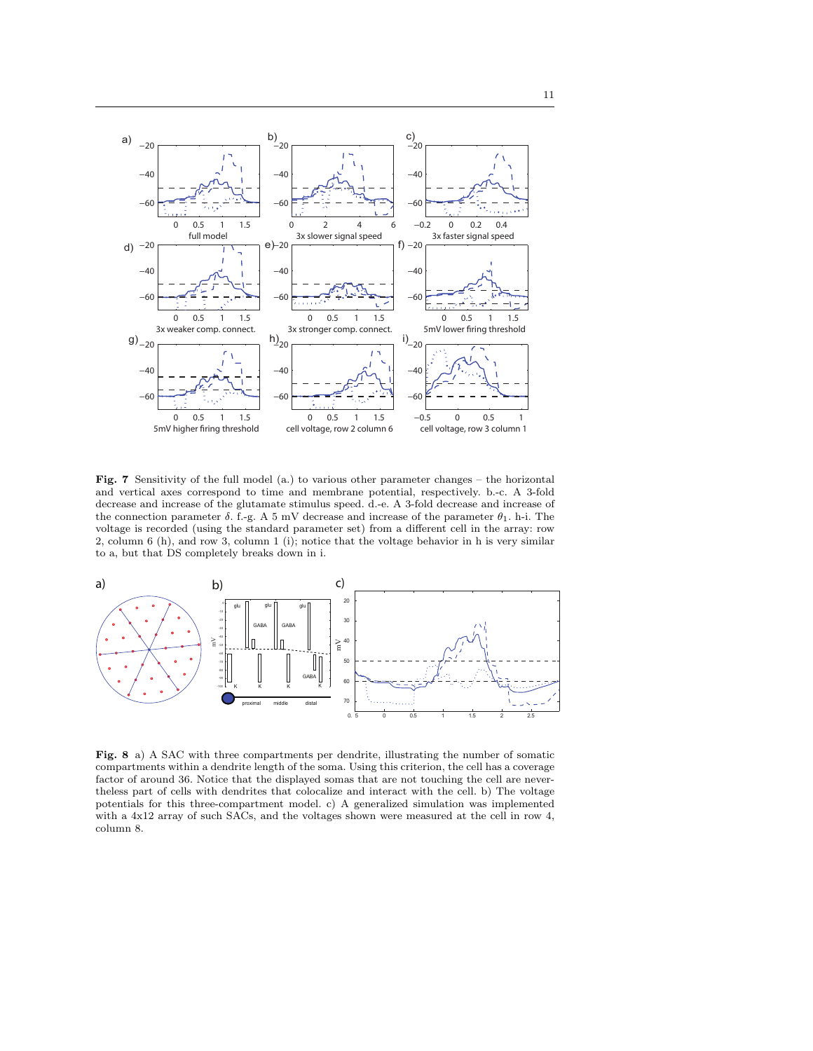**Fig. 7** Sensitivity of the full model (a.) to various other parameter changes – the horizontal and vertical axes correspond to time and membrane potential, respectively. b.-c. A 3-fold decrease and increase of the glutamate stimulus speed. d.-e. A 3-fold decrease and increase of the connection parameter $\delta$. f.-g. A 5 mV decrease and increase of the parameter $\theta_1$. h-i. The voltage is recorded (using the standard parameter set) from a different cell in the array: row 2, column 6 (h), and row 3, column 1 (i); notice that the voltage behavior in h is very similar to a, but that DS completely breaks down in i.

**Fig. 8** a) A SAC with three compartments per dendrite, illustrating the number of somatic compartments within a dendrite length of the soma. Using this criterion, the cell has a coverage factor of around 36. Notice that the displayed somas that are not touching the cell are nevertheless part of cells with dendrites that colocalize and interact with the cell. b) The voltage potentials for this three-compartment model. c) A generalized simulation was implemented with a 4x12 array of such SACs, and the voltages shown were measured at the cell in row 4, column 8.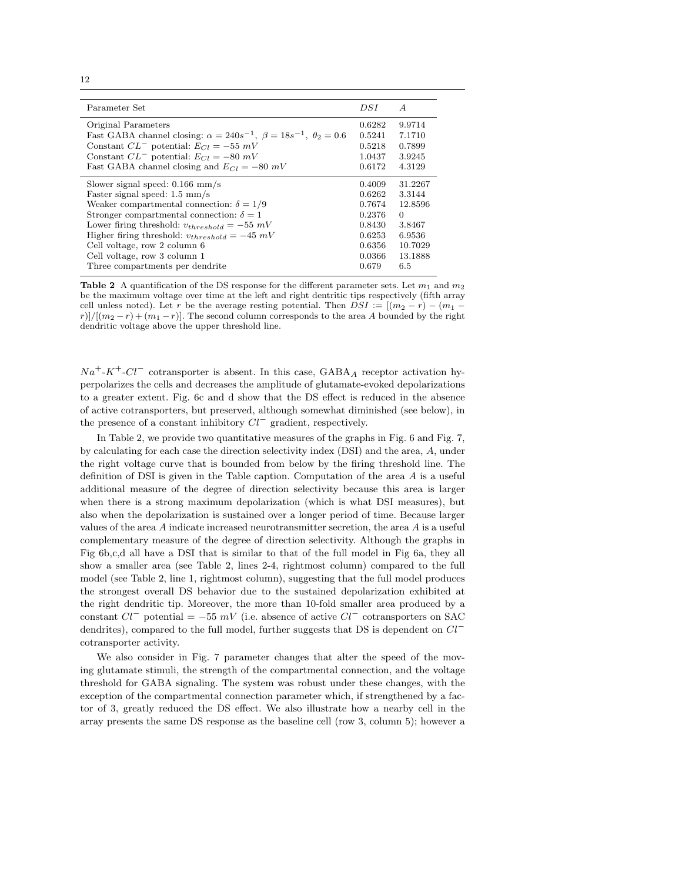| Parameter Set | $DSI$ | $A$ |
|---|---|---|
| Original Parameters | 0.6282 | 9.9714 |
| Fast GABA channel closing: $\alpha = 240s^{-1},\ \beta = 18s^{-1},\ \theta_2 = 0.6$ | 0.5241 | 7.1710 |
| Constant $CL^-$ potential: $E_{Cl} = -55\ mV$ | 0.5218 | 0.7899 |
| Constant $CL^-$ potential: $E_{Cl} = -80\ mV$ | 1.0437 | 3.9245 |
| Fast GABA channel closing and $E_{Cl} = -80\ mV$ | 0.6172 | 4.3129 |
| Slower signal speed: 0.166 mm/s | 0.4009 | 31.2267 |
| Faster signal speed: 1.5 mm/s | 0.6262 | 3.3144 |
| Weaker compartmental connection: $\delta = 1/9$ | 0.7674 | 12.8596 |
| Stronger compartmental connection: $\delta = 1$ | 0.2376 | 0 |
| Lower firing threshold: $v_{threshold} = -55\ mV$ | 0.8430 | 3.8467 |
| Higher firing threshold: $v_{threshold} = -45\ mV$ | 0.6253 | 6.9536 |
| Cell voltage, row 2 column 6 | 0.6356 | 10.7029 |
| Cell voltage, row 3 column 1 | 0.0366 | 13.1888 |
| Three compartments per dendrite | 0.679 | 6.5 |

**Table 2** A quantification of the DS response for the different parameter sets. Let $m_1$ and $m_2$ be the maximum voltage over time at the left and right dentritic tips respectively (fifth array cell unless noted). Let $r$ be the average resting potential. Then $DSI := [(m_2 - r) - (m_1 - r)]/[(m_2 - r) + (m_1 - r)]$. The second column corresponds to the area $A$ bounded by the right dendritic voltage above the upper threshold line.

$Na^+$-$K^+$-$Cl^-$ cotransporter is absent. In this case, GABA$_A$ receptor activation hyperpolarizes the cells and decreases the amplitude of glutamate-evoked depolarizations to a greater extent. Fig. 6c and d show that the DS effect is reduced in the absence of active cotransporters, but preserved, although somewhat diminished (see below), in the presence of a constant inhibitory $Cl^-$ gradient, respectively.

In Table 2, we provide two quantitative measures of the graphs in Fig. 6 and Fig. 7, by calculating for each case the direction selectivity index (DSI) and the area, $A$, under the right voltage curve that is bounded from below by the firing threshold line. The definition of DSI is given in the Table caption. Computation of the area $A$ is a useful additional measure of the degree of direction selectivity because this area is larger when there is a strong maximum depolarization (which is what DSI measures), but also when the depolarization is sustained over a longer period of time. Because larger values of the area $A$ indicate increased neurotransmitter secretion, the area $A$ is a useful complementary measure of the degree of direction selectivity. Although the graphs in Fig 6b,c,d all have a DSI that is similar to that of the full model in Fig 6a, they all show a smaller area (see Table 2, lines 2-4, rightmost column) compared to the full model (see Table 2, line 1, rightmost column), suggesting that the full model produces the strongest overall DS behavior due to the sustained depolarization exhibited at the right dendritic tip. Moreover, the more than 10-fold smaller area produced by a constant $Cl^-$ potential $= -55\ mV$ (i.e. absence of active $Cl^-$ cotransporters on SAC dendrites), compared to the full model, further suggests that DS is dependent on $Cl^-$ cotransporter activity.

We also consider in Fig. 7 parameter changes that alter the speed of the moving glutamate stimuli, the strength of the compartmental connection, and the voltage threshold for GABA signaling. The system was robust under these changes, with the exception of the compartmental connection parameter which, if strengthened by a factor of 3, greatly reduced the DS effect. We also illustrate how a nearby cell in the array presents the same DS response as the baseline cell (row 3, column 5); however a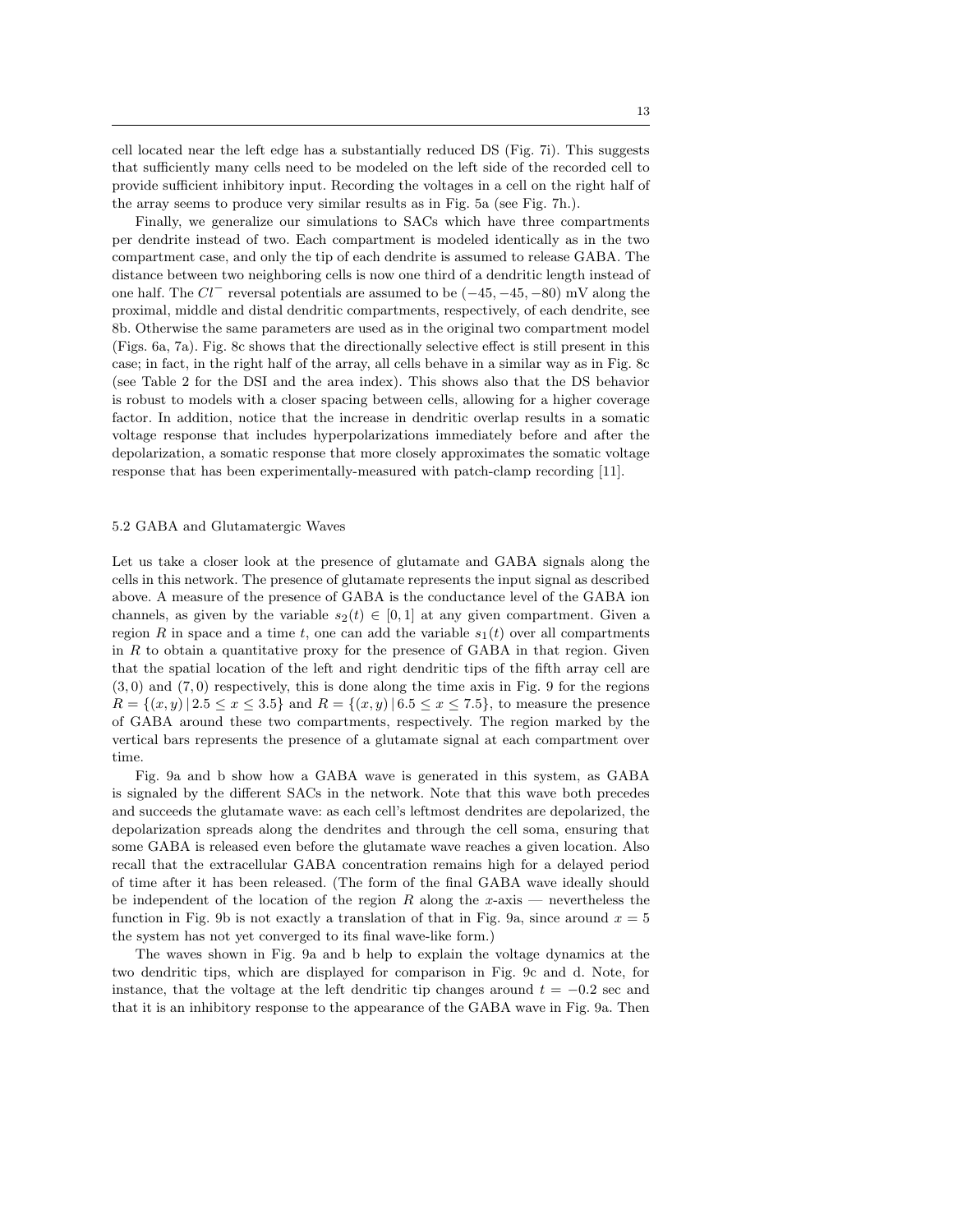cell located near the left edge has a substantially reduced DS (Fig. 7i). This suggests that sufficiently many cells need to be modeled on the left side of the recorded cell to provide sufficient inhibitory input. Recording the voltages in a cell on the right half of the array seems to produce very similar results as in Fig. 5a (see Fig. 7h.).

Finally, we generalize our simulations to SACs which have three compartments per dendrite instead of two. Each compartment is modeled identically as in the two compartment case, and only the tip of each dendrite is assumed to release GABA. The distance between two neighboring cells is now one third of a dendritic length instead of one half. The $Cl^-$ reversal potentials are assumed to be $(-45, -45, -80)$ mV along the proximal, middle and distal dendritic compartments, respectively, of each dendrite, see 8b. Otherwise the same parameters are used as in the original two compartment model (Figs. 6a, 7a). Fig. 8c shows that the directionally selective effect is still present in this case; in fact, in the right half of the array, all cells behave in a similar way as in Fig. 8c (see Table 2 for the DSI and the area index). This shows also that the DS behavior is robust to models with a closer spacing between cells, allowing for a higher coverage factor. In addition, notice that the increase in dendritic overlap results in a somatic voltage response that includes hyperpolarizations immediately before and after the depolarization, a somatic response that more closely approximates the somatic voltage response that has been experimentally-measured with patch-clamp recording [11].

### 5.2 GABA and Glutamatergic Waves

Let us take a closer look at the presence of glutamate and GABA signals along the cells in this network. The presence of glutamate represents the input signal as described above. A measure of the presence of GABA is the conductance level of the GABA ion channels, as given by the variable $s_2(t) \in [0, 1]$ at any given compartment. Given a region $R$ in space and a time $t$, one can add the variable $s_1(t)$ over all compartments in $R$ to obtain a quantitative proxy for the presence of GABA in that region. Given that the spatial location of the left and right dendritic tips of the fifth array cell are $(3, 0)$ and $(7, 0)$ respectively, this is done along the time axis in Fig. 9 for the regions $R = \{(x, y) \,|\, 2.5 \leq x \leq 3.5\}$ and $R = \{(x, y) \,|\, 6.5 \leq x \leq 7.5\}$, to measure the presence of GABA around these two compartments, respectively. The region marked by the vertical bars represents the presence of a glutamate signal at each compartment over time.

Fig. 9a and b show how a GABA wave is generated in this system, as GABA is signaled by the different SACs in the network. Note that this wave both precedes and succeeds the glutamate wave: as each cell's leftmost dendrites are depolarized, the depolarization spreads along the dendrites and through the cell soma, ensuring that some GABA is released even before the glutamate wave reaches a given location. Also recall that the extracellular GABA concentration remains high for a delayed period of time after it has been released. (The form of the final GABA wave ideally should be independent of the location of the region $R$ along the $x$-axis — nevertheless the function in Fig. 9b is not exactly a translation of that in Fig. 9a, since around $x = 5$ the system has not yet converged to its final wave-like form.)

The waves shown in Fig. 9a and b help to explain the voltage dynamics at the two dendritic tips, which are displayed for comparison in Fig. 9c and d. Note, for instance, that the voltage at the left dendritic tip changes around $t = -0.2$ sec and that it is an inhibitory response to the appearance of the GABA wave in Fig. 9a. Then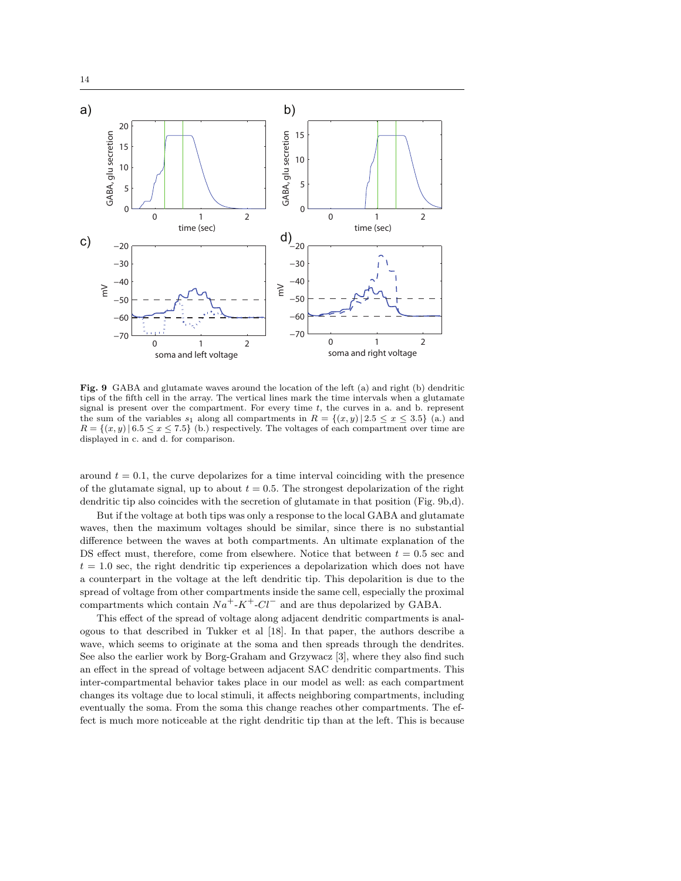**Fig. 9** GABA and glutamate waves around the location of the left (a) and right (b) dendritic tips of the fifth cell in the array. The vertical lines mark the time intervals when a glutamate signal is present over the compartment. For every time $t$, the curves in a. and b. represent the sum of the variables $s_1$ along all compartments in $R = \{(x, y) \,|\, 2.5 \leq x \leq 3.5\}$ (a.) and $R = \{(x, y) \,|\, 6.5 \leq x \leq 7.5\}$ (b.) respectively. The voltages of each compartment over time are displayed in c. and d. for comparison.

around $t = 0.1$, the curve depolarizes for a time interval coinciding with the presence of the glutamate signal, up to about $t = 0.5$. The strongest depolarization of the right dendritic tip also coincides with the secretion of glutamate in that position (Fig. 9b,d).

But if the voltage at both tips was only a response to the local GABA and glutamate waves, then the maximum voltages should be similar, since there is no substantial difference between the waves at both compartments. An ultimate explanation of the DS effect must, therefore, come from elsewhere. Notice that between $t = 0.5$ sec and $t = 1.0$ sec, the right dendritic tip experiences a depolarization which does not have a counterpart in the voltage at the left dendritic tip. This depolarition is due to the spread of voltage from other compartments inside the same cell, especially the proximal compartments which contain $Na^{+}$-$K^{+}$-$Cl^{-}$ and are thus depolarized by GABA.

This effect of the spread of voltage along adjacent dendritic compartments is analogous to that described in Tukker et al [18]. In that paper, the authors describe a wave, which seems to originate at the soma and then spreads through the dendrites. See also the earlier work by Borg-Graham and Grzywacz [3], where they also find such an effect in the spread of voltage between adjacent SAC dendritic compartments. This inter-compartmental behavior takes place in our model as well: as each compartment changes its voltage due to local stimuli, it affects neighboring compartments, including eventually the soma. From the soma this change reaches other compartments. The effect is much more noticeable at the right dendritic tip than at the left. This is because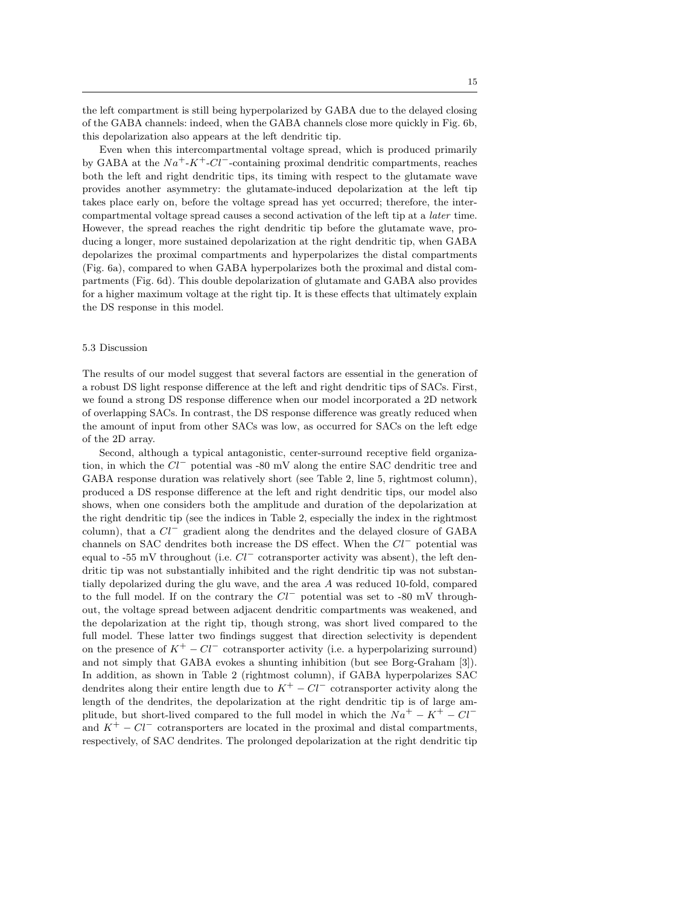the left compartment is still being hyperpolarized by GABA due to the delayed closing of the GABA channels: indeed, when the GABA channels close more quickly in Fig. 6b, this depolarization also appears at the left dendritic tip.

Even when this intercompartmental voltage spread, which is produced primarily by GABA at the $Na^{+}$-$K^{+}$-$Cl^{-}$-containing proximal dendritic compartments, reaches both the left and right dendritic tips, its timing with respect to the glutamate wave provides another asymmetry: the glutamate-induced depolarization at the left tip takes place early on, before the voltage spread has yet occurred; therefore, the intercompartmental voltage spread causes a second activation of the left tip at a *later* time. However, the spread reaches the right dendritic tip before the glutamate wave, producing a longer, more sustained depolarization at the right dendritic tip, when GABA depolarizes the proximal compartments and hyperpolarizes the distal compartments (Fig. 6a), compared to when GABA hyperpolarizes both the proximal and distal compartments (Fig. 6d). This double depolarization of glutamate and GABA also provides for a higher maximum voltage at the right tip. It is these effects that ultimately explain the DS response in this model.

### 5.3 Discussion

The results of our model suggest that several factors are essential in the generation of a robust DS light response difference at the left and right dendritic tips of SACs. First, we found a strong DS response difference when our model incorporated a 2D network of overlapping SACs. In contrast, the DS response difference was greatly reduced when the amount of input from other SACs was low, as occurred for SACs on the left edge of the 2D array.

Second, although a typical antagonistic, center-surround receptive field organization, in which the $Cl^{-}$ potential was -80 mV along the entire SAC dendritic tree and GABA response duration was relatively short (see Table 2, line 5, rightmost column), produced a DS response difference at the left and right dendritic tips, our model also shows, when one considers both the amplitude and duration of the depolarization at the right dendritic tip (see the indices in Table 2, especially the index in the rightmost column), that a $Cl^{-}$ gradient along the dendrites and the delayed closure of GABA channels on SAC dendrites both increase the DS effect. When the $Cl^{-}$ potential was equal to -55 mV throughout (i.e. $Cl^{-}$ cotransporter activity was absent), the left dendritic tip was not substantially inhibited and the right dendritic tip was not substantially depolarized during the glu wave, and the area $A$ was reduced 10-fold, compared to the full model. If on the contrary the $Cl^{-}$ potential was set to -80 mV throughout, the voltage spread between adjacent dendritic compartments was weakened, and the depolarization at the right tip, though strong, was short lived compared to the full model. These latter two findings suggest that direction selectivity is dependent on the presence of $K^{+} - Cl^{-}$ cotransporter activity (i.e. a hyperpolarizing surround) and not simply that GABA evokes a shunting inhibition (but see Borg-Graham [3]). In addition, as shown in Table 2 (rightmost column), if GABA hyperpolarizes SAC dendrites along their entire length due to $K^{+} - Cl^{-}$ cotransporter activity along the length of the dendrites, the depolarization at the right dendritic tip is of large amplitude, but short-lived compared to the full model in which the $Na^{+} - K^{+} - Cl^{-}$ and $K^{+} - Cl^{-}$ cotransporters are located in the proximal and distal compartments, respectively, of SAC dendrites. The prolonged depolarization at the right dendritic tip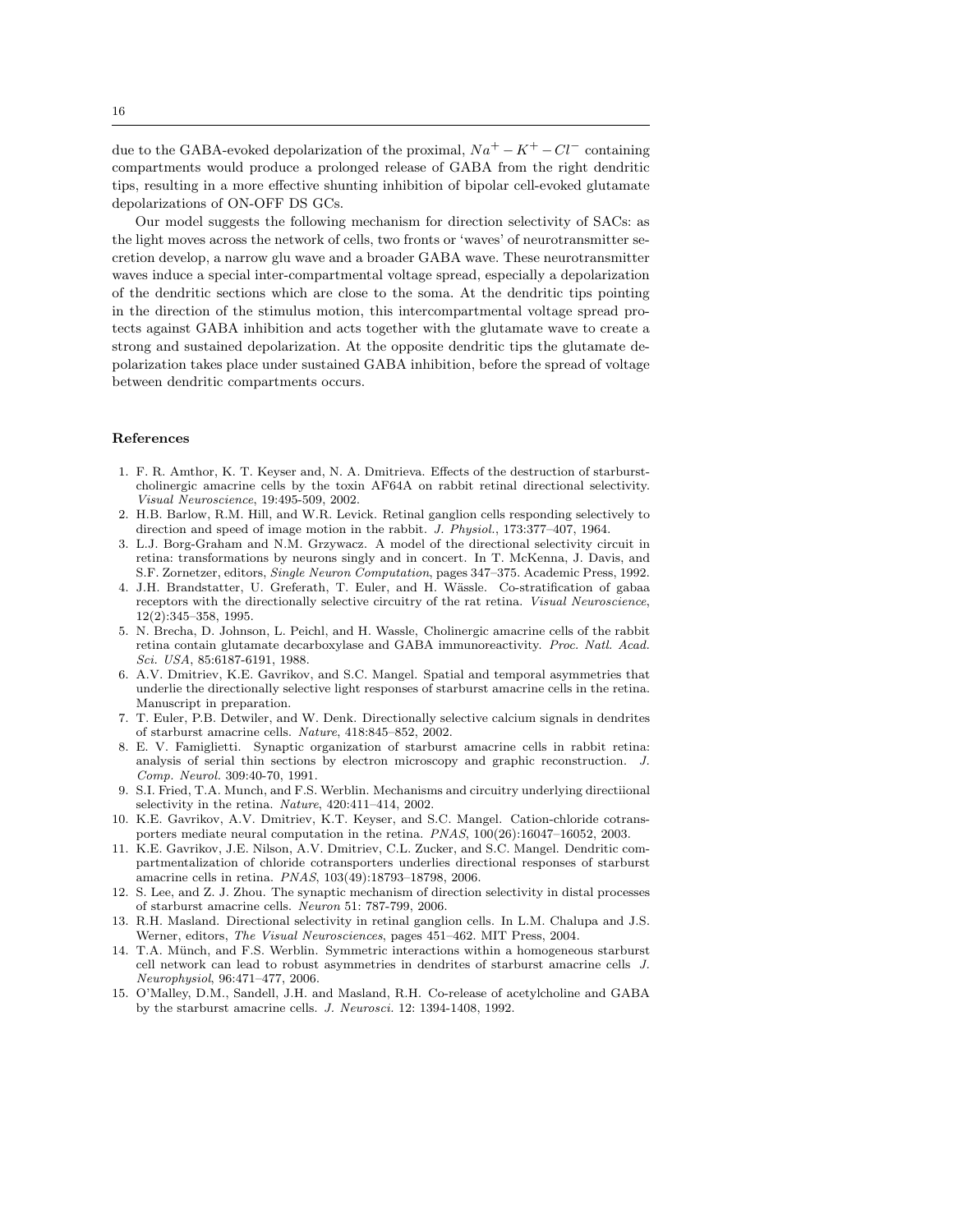due to the GABA-evoked depolarization of the proximal, $Na^+ - K^+ - Cl^-$ containing compartments would produce a prolonged release of GABA from the right dendritic tips, resulting in a more effective shunting inhibition of bipolar cell-evoked glutamate depolarizations of ON-OFF DS GCs.

Our model suggests the following mechanism for direction selectivity of SACs: as the light moves across the network of cells, two fronts or 'waves' of neurotransmitter secretion develop, a narrow glu wave and a broader GABA wave. These neurotransmitter waves induce a special inter-compartmental voltage spread, especially a depolarization of the dendritic sections which are close to the soma. At the dendritic tips pointing in the direction of the stimulus motion, this intercompartmental voltage spread protects against GABA inhibition and acts together with the glutamate wave to create a strong and sustained depolarization. At the opposite dendritic tips the glutamate depolarization takes place under sustained GABA inhibition, before the spread of voltage between dendritic compartments occurs.

## References

1. F. R. Amthor, K. T. Keyser and, N. A. Dmitrieva. Effects of the destruction of starburst-cholinergic amacrine cells by the toxin AF64A on rabbit retinal directional selectivity. *Visual Neuroscience*, 19:495-509, 2002.
2. H.B. Barlow, R.M. Hill, and W.R. Levick. Retinal ganglion cells responding selectively to direction and speed of image motion in the rabbit. *J. Physiol.*, 173:377–407, 1964.
3. L.J. Borg-Graham and N.M. Grzywacz. A model of the directional selectivity circuit in retina: transformations by neurons singly and in concert. In T. McKenna, J. Davis, and S.F. Zornetzer, editors, *Single Neuron Computation*, pages 347–375. Academic Press, 1992.
4. J.H. Brandstatter, U. Greferath, T. Euler, and H. Wässle. Co-stratification of gabaa receptors with the directionally selective circuitry of the rat retina. *Visual Neuroscience*, 12(2):345–358, 1995.
5. N. Brecha, D. Johnson, L. Peichl, and H. Wassle, Cholinergic amacrine cells of the rabbit retina contain glutamate decarboxylase and GABA immunoreactivity. *Proc. Natl. Acad. Sci. USA*, 85:6187-6191, 1988.
6. A.V. Dmitriev, K.E. Gavrikov, and S.C. Mangel. Spatial and temporal asymmetries that underlie the directionally selective light responses of starburst amacrine cells in the retina. Manuscript in preparation.
7. T. Euler, P.B. Detwiler, and W. Denk. Directionally selective calcium signals in dendrites of starburst amacrine cells. *Nature*, 418:845–852, 2002.
8. E. V. Famiglietti. Synaptic organization of starburst amacrine cells in rabbit retina: analysis of serial thin sections by electron microscopy and graphic reconstruction. *J. Comp. Neurol.* 309:40-70, 1991.
9. S.I. Fried, T.A. Munch, and F.S. Werblin. Mechanisms and circuitry underlying directiional selectivity in the retina. *Nature*, 420:411–414, 2002.
10. K.E. Gavrikov, A.V. Dmitriev, K.T. Keyser, and S.C. Mangel. Cation-chloride cotransporters mediate neural computation in the retina. *PNAS*, 100(26):16047–16052, 2003.
11. K.E. Gavrikov, J.E. Nilson, A.V. Dmitriev, C.L. Zucker, and S.C. Mangel. Dendritic compartmentalization of chloride cotransporters underlies directional responses of starburst amacrine cells in retina. *PNAS*, 103(49):18793–18798, 2006.
12. S. Lee, and Z. J. Zhou. The synaptic mechanism of direction selectivity in distal processes of starburst amacrine cells. *Neuron* 51: 787-799, 2006.
13. R.H. Masland. Directional selectivity in retinal ganglion cells. In L.M. Chalupa and J.S. Werner, editors, *The Visual Neurosciences*, pages 451–462. MIT Press, 2004.
14. T.A. Münch, and F.S. Werblin. Symmetric interactions within a homogeneous starburst cell network can lead to robust asymmetries in dendrites of starburst amacrine cells *J. Neurophysiol*, 96:471–477, 2006.
15. O'Malley, D.M., Sandell, J.H. and Masland, R.H. Co-release of acetylcholine and GABA by the starburst amacrine cells. *J. Neurosci.* 12: 1394-1408, 1992.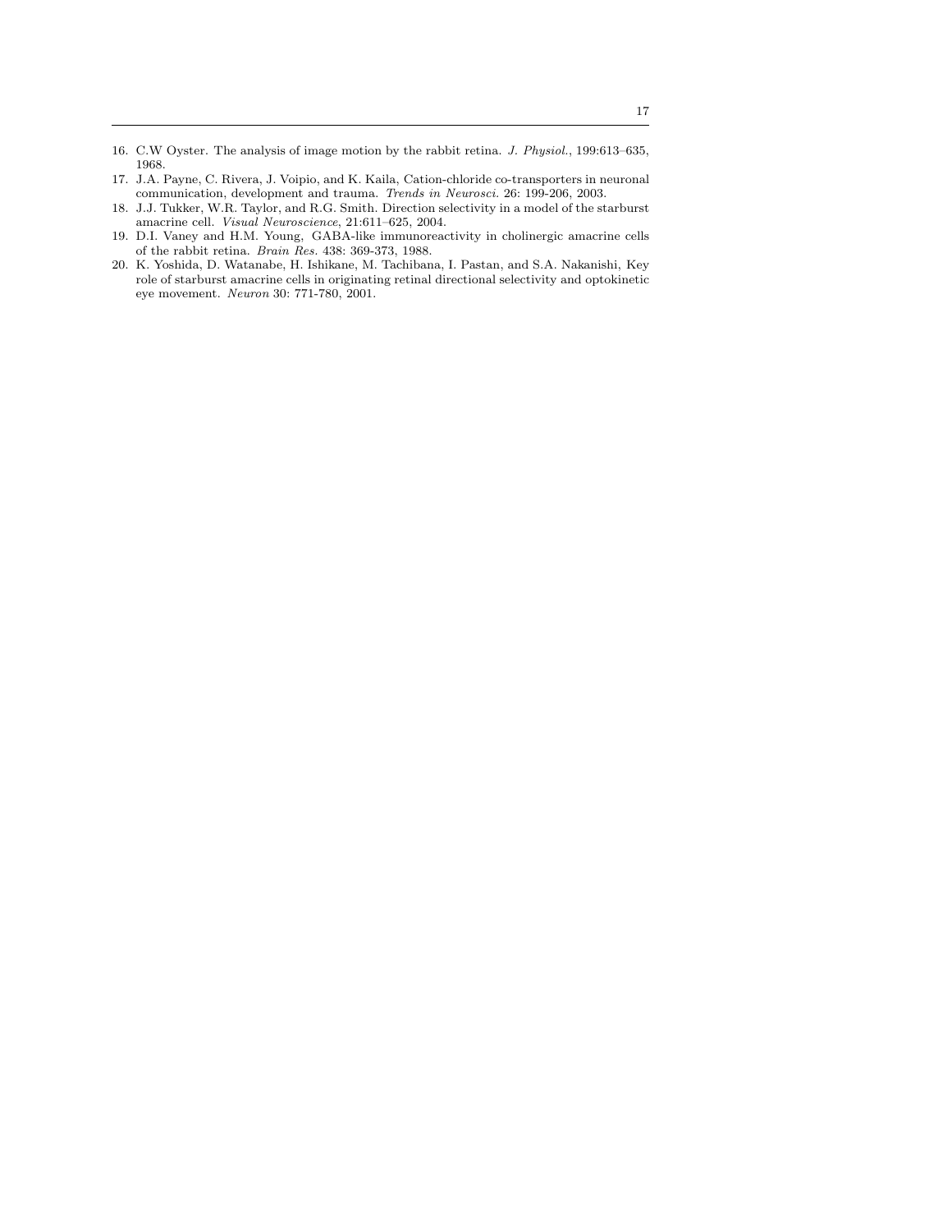16. C.W Oyster. The analysis of image motion by the rabbit retina. *J. Physiol.*, 199:613–635, 1968.
17. J.A. Payne, C. Rivera, J. Voipio, and K. Kaila, Cation-chloride co-transporters in neuronal communication, development and trauma. *Trends in Neurosci.* 26: 199-206, 2003.
18. J.J. Tukker, W.R. Taylor, and R.G. Smith. Direction selectivity in a model of the starburst amacrine cell. *Visual Neuroscience*, 21:611–625, 2004.
19. D.I. Vaney and H.M. Young, GABA-like immunoreactivity in cholinergic amacrine cells of the rabbit retina. *Brain Res.* 438: 369-373, 1988.
20. K. Yoshida, D. Watanabe, H. Ishikane, M. Tachibana, I. Pastan, and S.A. Nakanishi, Key role of starburst amacrine cells in originating retinal directional selectivity and optokinetic eye movement. *Neuron* 30: 771-780, 2001.